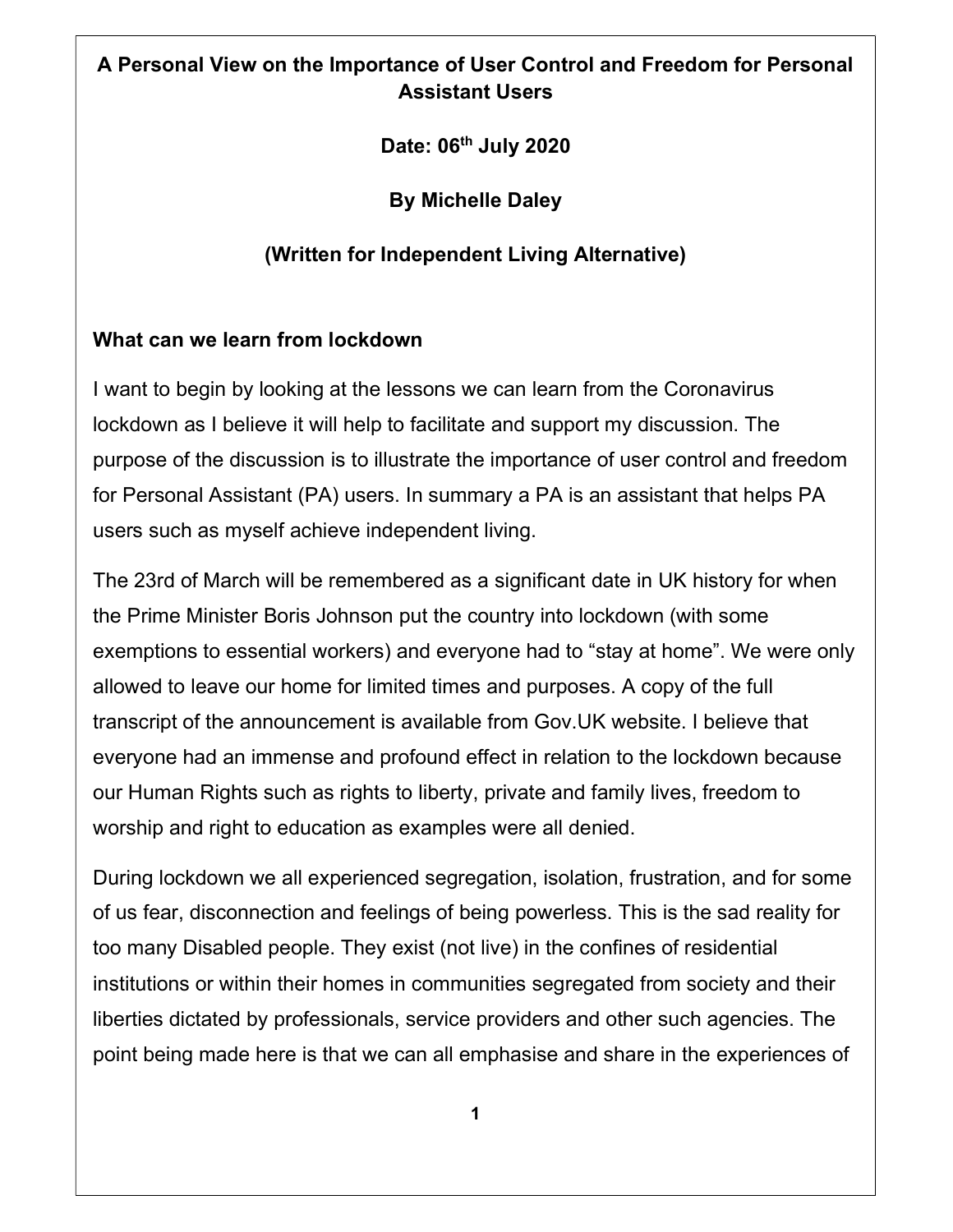**A Personal View on the Importance of User Control and Freedom for Personal Assistant Users**

**Date: 06th July 2020**

**By Michelle Daley**

**(Written for Independent Living Alternative)**

## What can we learn from lockdown

I want to begin by looking at the lessons we can learn from the Coronavirus lockdown as I believe it will help to facilitate and support my discussion. The purpose of the discussion is to illustrate the importance of user control and freedom for Personal Assistant (PA) users. In summary a PA is an assistant that helps PA users such as myself achieve independent living.

The 23rd of March will be remembered as a significant date in UK history for when the Prime Minister Boris Johnson put the country into lockdown (with some exemptions to essential workers) and everyone had to "stay at home". We were only allowed to leave our home for limited times and purposes. A copy of the full transcript of the announcement is available from Gov.UK website. I believe that everyone had an immense and profound effect in relation to the lockdown because our Human Rights such as rights to liberty, private and family lives, freedom to worship and right to education as examples were all denied.

During lockdown we all experienced segregation, isolation, frustration, and for some of us fear, disconnection and feelings of being powerless. This is the sad reality for too many Disabled people. They exist (not live) in the confines of residential institutions or within their homes in communities segregated from society and their liberties dictated by professionals, service providers and other such agencies. The point being made here is that we can all emphasise and share in the experiences of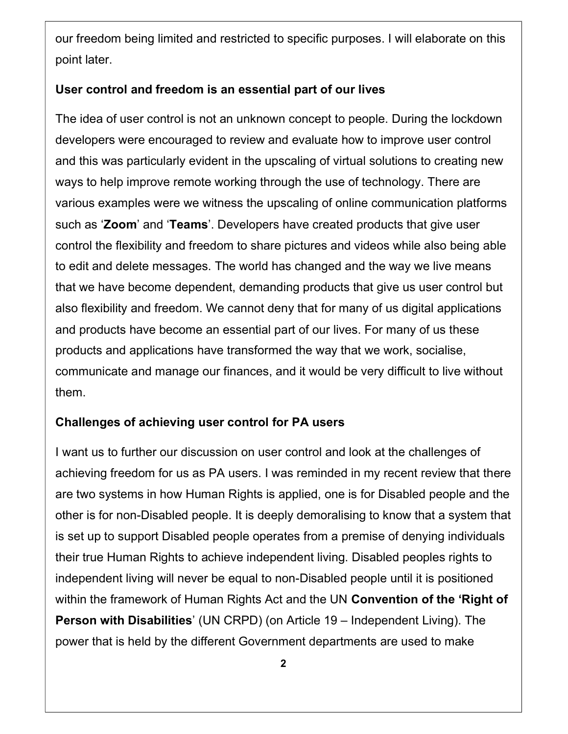our freedom being limited and restricted to specific purposes. I will elaborate on this point later.

**User control and freedom is an essential part of our lives**

The idea of user control is not an unknown concept to people. During the lockdown developers were encouraged to review and evaluate how to improve user control and this was particularly evident in the upscaling of virtual solutions to creating new ways to help improve remote working through the use of technology. There are various examples were we witness the upscaling of online communication platforms such as '**Zoom**' and '**Teams**'. Developers have created products that give user control the flexibility and freedom to share pictures and videos while also being able to edit and delete messages. The world has changed and the way we live means that we have become dependent, demanding products that give us user control but also flexibility and freedom. We cannot deny that for many of us digital applications and products have become an essential part of our lives. For many of us these products and applications have transformed the way that we work, socialise, communicate and manage our finances, and it would be very difficult to live without them.

**Challenges of achieving user control for PA users**

I want us to further our discussion on user control and look at the challenges of achieving freedom for us as PA users. I was reminded in my recent review that there are two systems in how Human Rights is applied, one is for Disabled people and the other is for non-Disabled people. It is deeply demoralising to know that a system that is set up to support Disabled people operates from a premise of denying individuals their true Human Rights to achieve independent living. Disabled peoples rights to independent living will never be equal to non-Disabled people until it is positioned within the framework of Human Rights Act and the UN **Convention of the 'Right of Person with Disabilities**' (UN CRPD) (on Article 19 – Independent Living). The power that is held by the different Government departments are used to make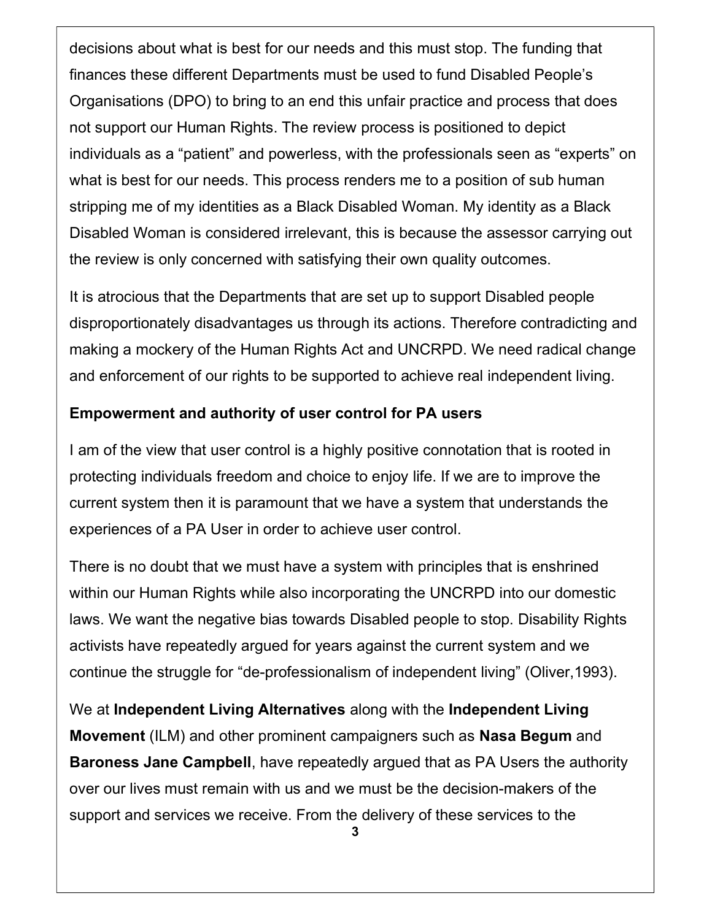decisions about what is best for our needs and this must stop. The funding that finances these different Departments must be used to fund Disabled People's Organisations (DPO) to bring to an end this unfair practice and process that does not support our Human Rights. The review process is positioned to depict individuals as a "patient" and powerless, with the professionals seen as "experts" on what is best for our needs. This process renders me to a position of sub human stripping me of my identities as a Black Disabled Woman. My identity as a Black Disabled Woman is considered irrelevant, this is because the assessor carrying out the review is only concerned with satisfying their own quality outcomes.

It is atrocious that the Departments that are set up to support Disabled people disproportionately disadvantages us through its actions. Therefore contradicting and making a mockery of the Human Rights Act and UNCRPD. We need radical change and enforcement of our rights to be supported to achieve real independent living.

**Empowerment and authority of user control for PA users**

I am of the view that user control is a highly positive connotation that is rooted in protecting individuals freedom and choice to enjoy life. If we are to improve the current system then it is paramount that we have a system that understands the experiences of a PA User in order to achieve user control.

There is no doubt that we must have a system with principles that is enshrined within our Human Rights while also incorporating the UNCRPD into our domestic laws. We want the negative bias towards Disabled people to stop. Disability Rights activists have repeatedly argued for years against the current system and we continue the struggle for "de-professionalism of independent living" (Oliver,1993).

We at **Independent Living Alternatives** along with the **Independent Living Movement** (ILM) and other prominent campaigners such as **Nasa Begum** and **Baroness Jane Campbell**, have repeatedly argued that as PA Users the authority over our lives must remain with us and we must be the decision-makers of the support and services we receive. From the delivery of these services to the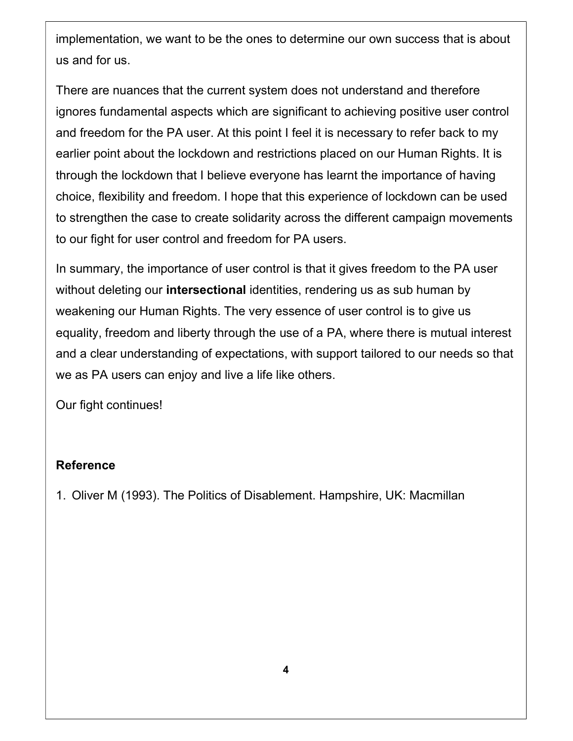implementation, we want to be the ones to determine our own success that is about us and for us.

There are nuances that the current system does not understand and therefore ignores fundamental aspects which are significant to achieving positive user control and freedom for the PA user. At this point I feel it is necessary to refer back to my earlier point about the lockdown and restrictions placed on our Human Rights. It is through the lockdown that I believe everyone has learnt the importance of having choice, flexibility and freedom. I hope that this experience of lockdown can be used to strengthen the case to create solidarity across the different campaign movements to our fight for user control and freedom for PA users.

In summary, the importance of user control is that it gives freedom to the PA user without deleting our **intersectional** identities, rendering us as sub human by weakening our Human Rights. The very essence of user control is to give us equality, freedom and liberty through the use of a PA, where there is mutual interest and a clear understanding of expectations, with support tailored to our needs so that we as PA users can enjoy and live a life like others.

Our fight continues!

**Reference**

1. Oliver M (1993). The Politics of Disablement. Hampshire, UK: Macmillan